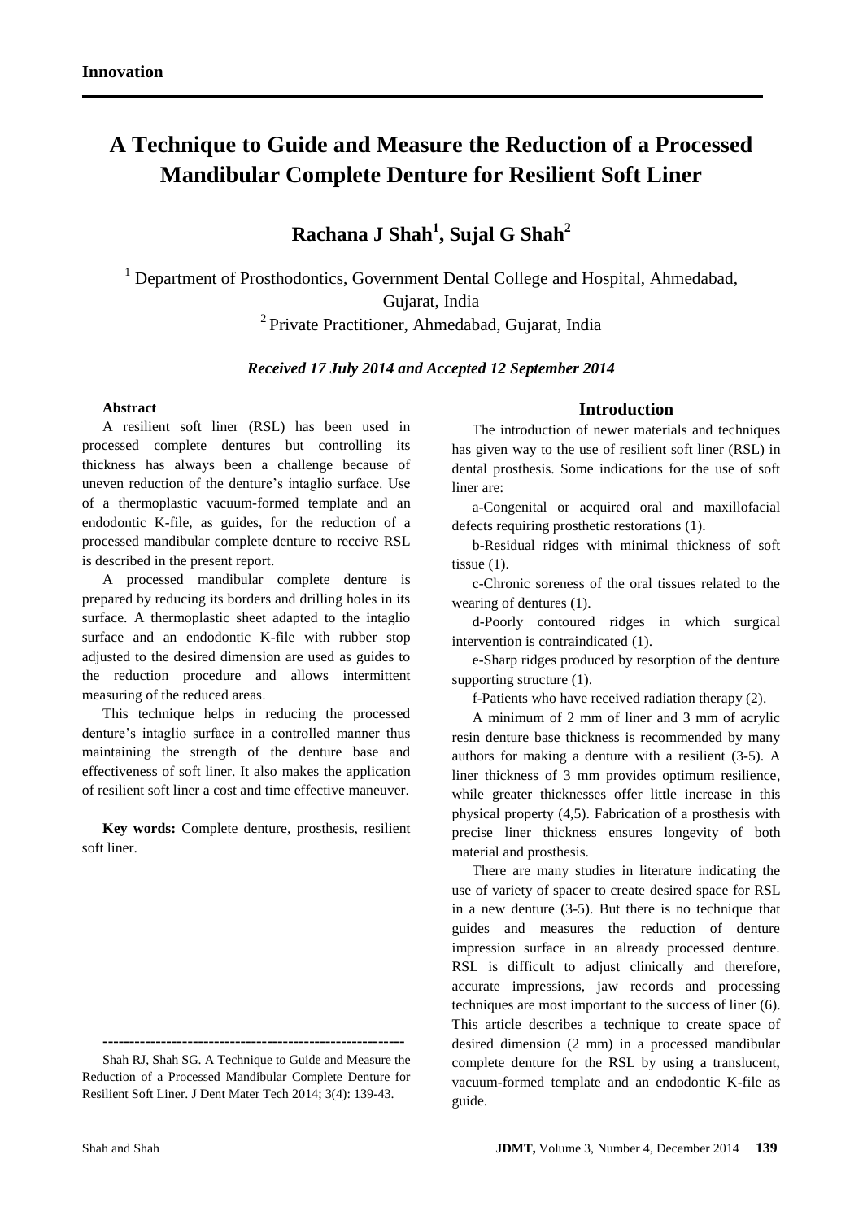**Innovation**

# A Technique to Guide and Measure the Reduction of a Processed Mandibular Complete Denture for Resilient Soft Liner

## Rachana J Shah[1], Sujal G Shah[2]

[1] Department of Prosthodontics, Government Dental College and Hospital, Ahmedabad, Gujarat, India

[2] Private Practitioner, Ahmedabad, Gujarat, India

***Received 17 July 2014 and Accepted 12 September 2014***

### Abstract

A resilient soft liner (RSL) has been used in processed complete dentures but controlling its thickness has always been a challenge because of uneven reduction of the denture's intaglio surface. Use of a thermoplastic vacuum-formed template and an endodontic K-file, as guides, for the reduction of a processed mandibular complete denture to receive RSL is described in the present report.

A processed mandibular complete denture is prepared by reducing its borders and drilling holes in its surface. A thermoplastic sheet adapted to the intaglio surface and an endodontic K-file with rubber stop adjusted to the desired dimension are used as guides to the reduction procedure and allows intermittent measuring of the reduced areas.

This technique helps in reducing the processed denture's intaglio surface in a controlled manner thus maintaining the strength of the denture base and effectiveness of soft liner. It also makes the application of resilient soft liner a cost and time effective maneuver.

**Key words:** Complete denture, prosthesis, resilient soft liner.

---

Shah RJ, Shah SG. A Technique to Guide and Measure the Reduction of a Processed Mandibular Complete Denture for Resilient Soft Liner. J Dent Mater Tech 2014; 3(4): 139-43.

## Introduction

The introduction of newer materials and techniques has given way to the use of resilient soft liner (RSL) in dental prosthesis. Some indications for the use of soft liner are:

a-Congenital or acquired oral and maxillofacial defects requiring prosthetic restorations (1).

b-Residual ridges with minimal thickness of soft tissue (1).

c-Chronic soreness of the oral tissues related to the wearing of dentures (1).

d-Poorly contoured ridges in which surgical intervention is contraindicated (1).

e-Sharp ridges produced by resorption of the denture supporting structure (1).

f-Patients who have received radiation therapy (2).

A minimum of 2 mm of liner and 3 mm of acrylic resin denture base thickness is recommended by many authors for making a denture with a resilient (3-5). A liner thickness of 3 mm provides optimum resilience, while greater thicknesses offer little increase in this physical property (4,5). Fabrication of a prosthesis with precise liner thickness ensures longevity of both material and prosthesis.

There are many studies in literature indicating the use of variety of spacer to create desired space for RSL in a new denture (3-5). But there is no technique that guides and measures the reduction of denture impression surface in an already processed denture. RSL is difficult to adjust clinically and therefore, accurate impressions, jaw records and processing techniques are most important to the success of liner (6). This article describes a technique to create space of desired dimension (2 mm) in a processed mandibular complete denture for the RSL by using a translucent, vacuum-formed template and an endodontic K-file as guide.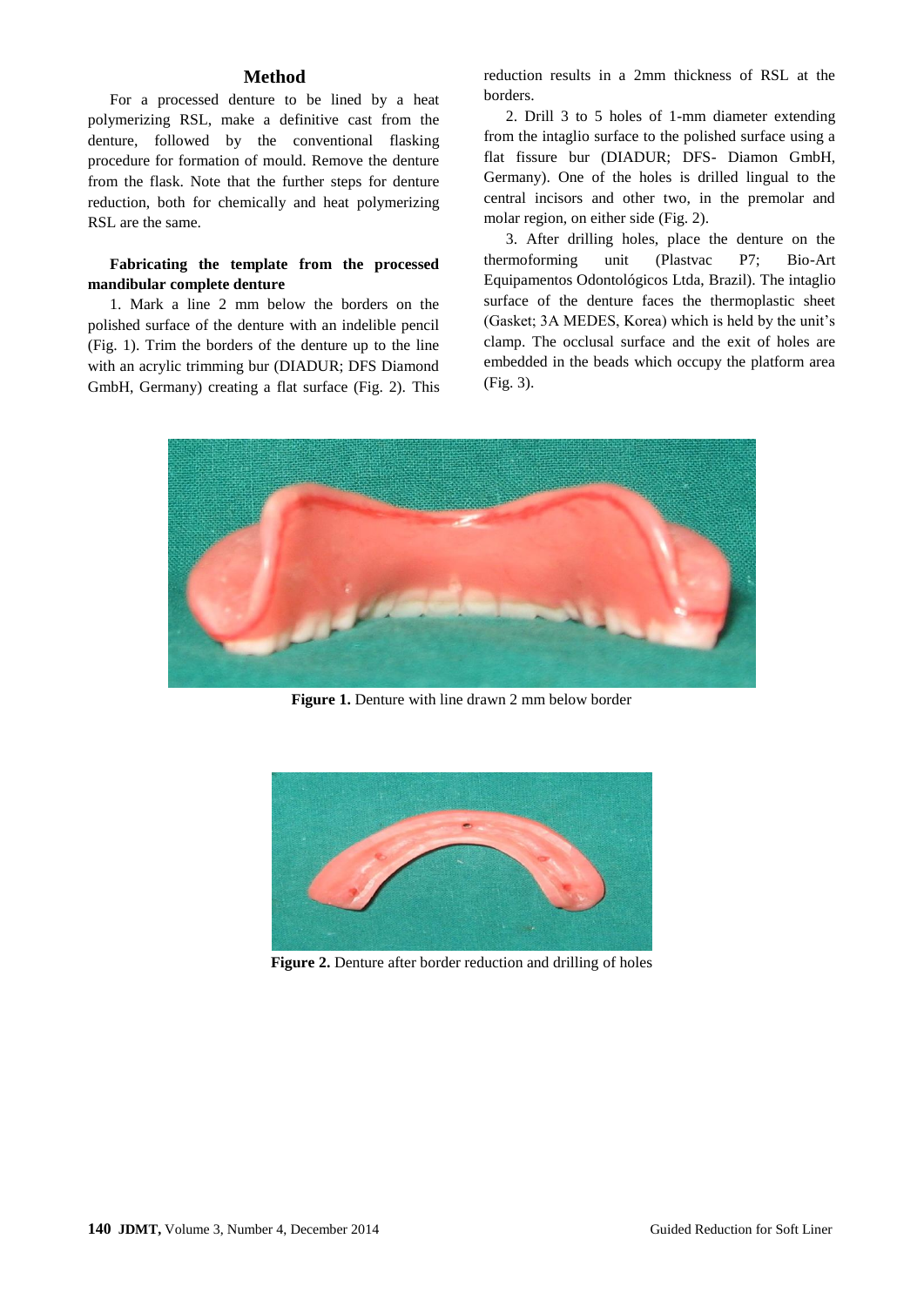## Method

For a processed denture to be lined by a heat polymerizing RSL, make a definitive cast from the denture, followed by the conventional flasking procedure for formation of mould. Remove the denture from the flask. Note that the further steps for denture reduction, both for chemically and heat polymerizing RSL are the same.

**Fabricating the template from the processed mandibular complete denture**

1. Mark a line 2 mm below the borders on the polished surface of the denture with an indelible pencil (Fig. 1). Trim the borders of the denture up to the line with an acrylic trimming bur (DIADUR; DFS Diamond GmbH, Germany) creating a flat surface (Fig. 2). This reduction results in a 2mm thickness of RSL at the borders.

2. Drill 3 to 5 holes of 1-mm diameter extending from the intaglio surface to the polished surface using a flat fissure bur (DIADUR; DFS- Diamon GmbH, Germany). One of the holes is drilled lingual to the central incisors and other two, in the premolar and molar region, on either side (Fig. 2).

3. After drilling holes, place the denture on the thermoforming unit (Plastvac P7; Bio-Art Equipamentos Odontológicos Ltda, Brazil). The intaglio surface of the denture faces the thermoplastic sheet (Gasket; 3A MEDES, Korea) which is held by the unit's clamp. The occlusal surface and the exit of holes are embedded in the beads which occupy the platform area (Fig. 3).

**Figure 1.** Denture with line drawn 2 mm below border

**Figure 2.** Denture after border reduction and drilling of holes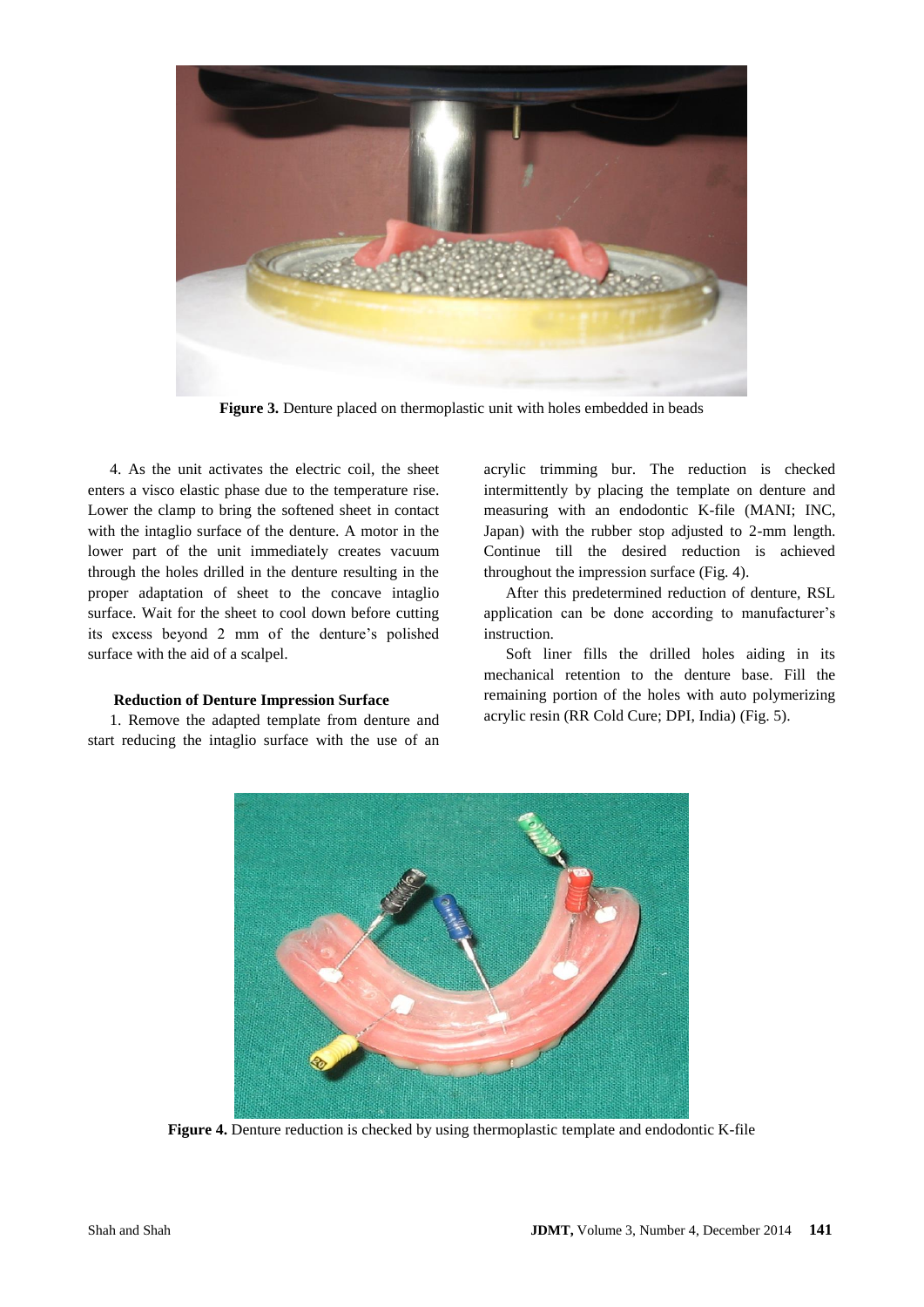**Figure 3.** Denture placed on thermoplastic unit with holes embedded in beads

4. As the unit activates the electric coil, the sheet enters a visco elastic phase due to the temperature rise. Lower the clamp to bring the softened sheet in contact with the intaglio surface of the denture. A motor in the lower part of the unit immediately creates vacuum through the holes drilled in the denture resulting in the proper adaptation of sheet to the concave intaglio surface. Wait for the sheet to cool down before cutting its excess beyond 2 mm of the denture's polished surface with the aid of a scalpel.

#### Reduction of Denture Impression Surface

1. Remove the adapted template from denture and start reducing the intaglio surface with the use of an acrylic trimming bur. The reduction is checked intermittently by placing the template on denture and measuring with an endodontic K-file (MANI; INC, Japan) with the rubber stop adjusted to 2-mm length. Continue till the desired reduction is achieved throughout the impression surface (Fig. 4).

After this predetermined reduction of denture, RSL application can be done according to manufacturer's instruction.

Soft liner fills the drilled holes aiding in its mechanical retention to the denture base. Fill the remaining portion of the holes with auto polymerizing acrylic resin (RR Cold Cure; DPI, India) (Fig. 5).

**Figure 4.** Denture reduction is checked by using thermoplastic template and endodontic K-file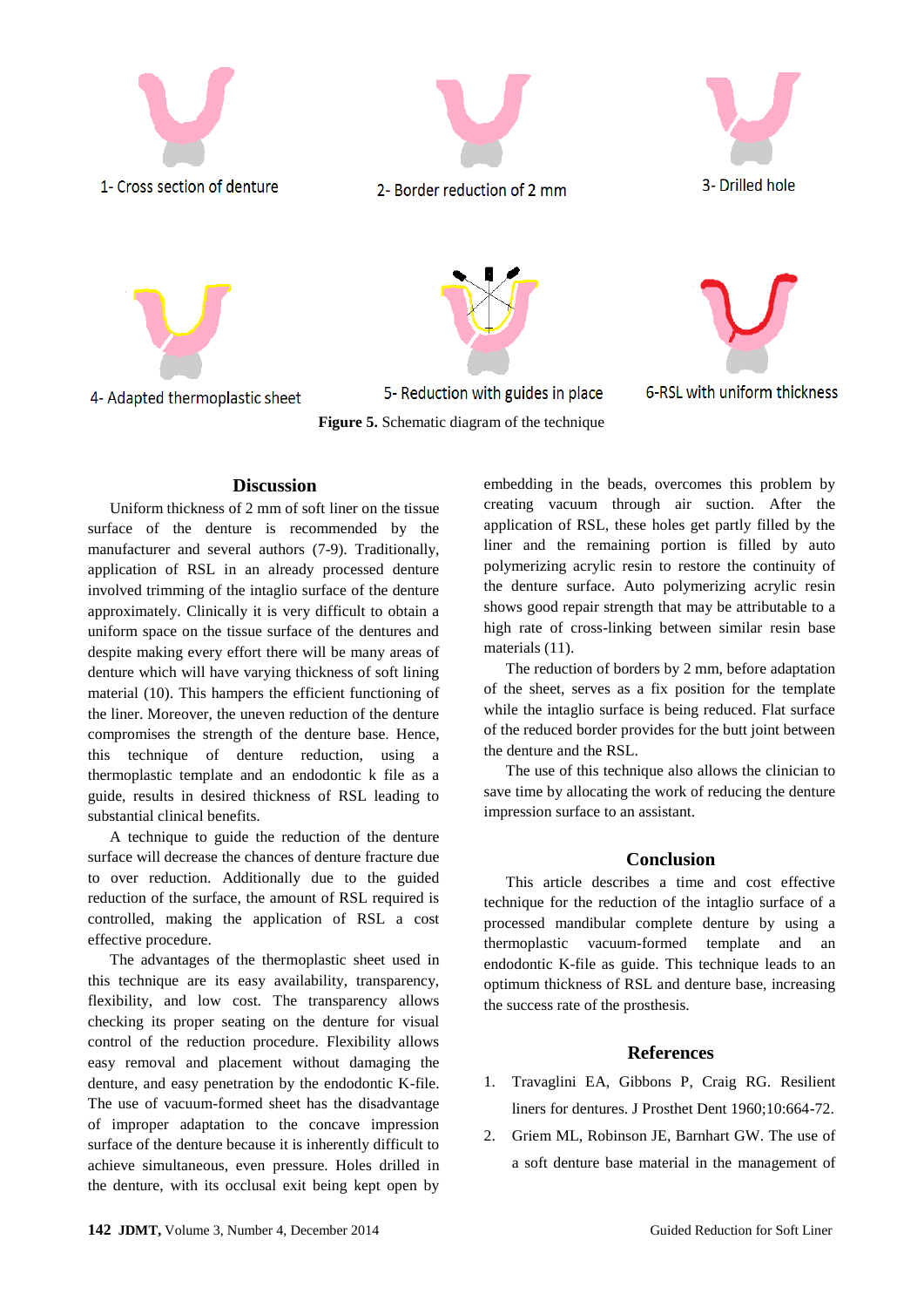1- Cross section of denture

2- Border reduction of 2 mm

3- Drilled hole

4- Adapted thermoplastic sheet

5- Reduction with guides in place

6-RSL with uniform thickness

**Figure 5.** Schematic diagram of the technique

## Discussion

Uniform thickness of 2 mm of soft liner on the tissue surface of the denture is recommended by the manufacturer and several authors (7-9). Traditionally, application of RSL in an already processed denture involved trimming of the intaglio surface of the denture approximately. Clinically it is very difficult to obtain a uniform space on the tissue surface of the dentures and despite making every effort there will be many areas of denture which will have varying thickness of soft lining material (10). This hampers the efficient functioning of the liner. Moreover, the uneven reduction of the denture compromises the strength of the denture base. Hence, this technique of denture reduction, using a thermoplastic template and an endodontic k file as a guide, results in desired thickness of RSL leading to substantial clinical benefits.

A technique to guide the reduction of the denture surface will decrease the chances of denture fracture due to over reduction. Additionally due to the guided reduction of the surface, the amount of RSL required is controlled, making the application of RSL a cost effective procedure.

The advantages of the thermoplastic sheet used in this technique are its easy availability, transparency, flexibility, and low cost. The transparency allows checking its proper seating on the denture for visual control of the reduction procedure. Flexibility allows easy removal and placement without damaging the denture, and easy penetration by the endodontic K-file. The use of vacuum-formed sheet has the disadvantage of improper adaptation to the concave impression surface of the denture because it is inherently difficult to achieve simultaneous, even pressure. Holes drilled in the denture, with its occlusal exit being kept open by embedding in the beads, overcomes this problem by creating vacuum through air suction. After the application of RSL, these holes get partly filled by the liner and the remaining portion is filled by auto polymerizing acrylic resin to restore the continuity of the denture surface. Auto polymerizing acrylic resin shows good repair strength that may be attributable to a high rate of cross-linking between similar resin base materials (11).

The reduction of borders by 2 mm, before adaptation of the sheet, serves as a fix position for the template while the intaglio surface is being reduced. Flat surface of the reduced border provides for the butt joint between the denture and the RSL.

The use of this technique also allows the clinician to save time by allocating the work of reducing the denture impression surface to an assistant.

## Conclusion

This article describes a time and cost effective technique for the reduction of the intaglio surface of a processed mandibular complete denture by using a thermoplastic vacuum-formed template and an endodontic K-file as guide. This technique leads to an optimum thickness of RSL and denture base, increasing the success rate of the prosthesis.

## References

1. Travaglini EA, Gibbons P, Craig RG. Resilient liners for dentures. J Prosthet Dent 1960;10:664-72.
2. Griem ML, Robinson JE, Barnhart GW. The use of a soft denture base material in the management of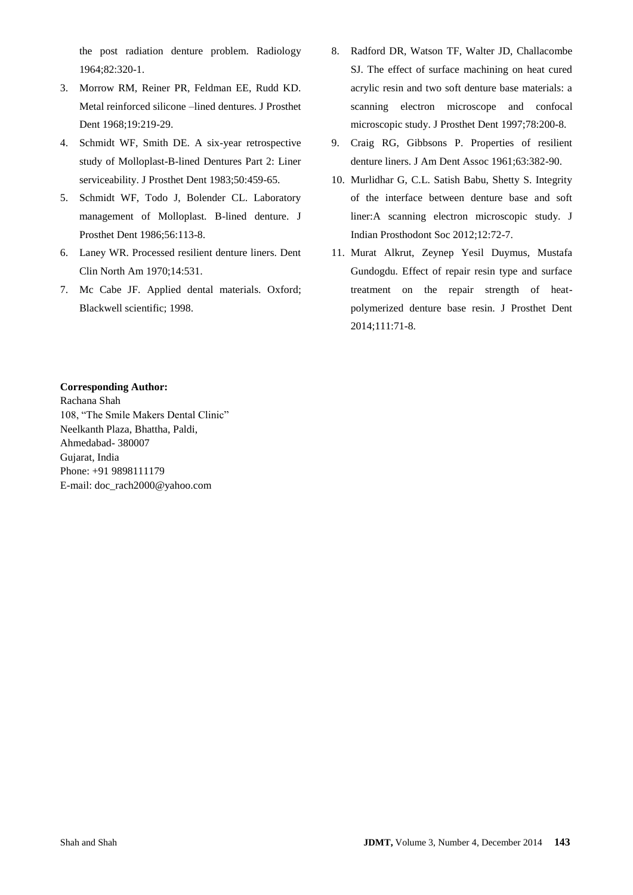the post radiation denture problem. Radiology 1964;82:320-1.

3. Morrow RM, Reiner PR, Feldman EE, Rudd KD. Metal reinforced silicone –lined dentures. J Prosthet Dent 1968;19:219-29.
4. Schmidt WF, Smith DE. A six-year retrospective study of Molloplast-B-lined Dentures Part 2: Liner serviceability. J Prosthet Dent 1983;50:459-65.
5. Schmidt WF, Todo J, Bolender CL. Laboratory management of Molloplast. B-lined denture. J Prosthet Dent 1986;56:113-8.
6. Laney WR. Processed resilient denture liners. Dent Clin North Am 1970;14:531.
7. Mc Cabe JF. Applied dental materials. Oxford; Blackwell scientific; 1998.
8. Radford DR, Watson TF, Walter JD, Challacombe SJ. The effect of surface machining on heat cured acrylic resin and two soft denture base materials: a scanning electron microscope and confocal microscopic study. J Prosthet Dent 1997;78:200-8.
9. Craig RG, Gibbsons P. Properties of resilient denture liners. J Am Dent Assoc 1961;63:382-90.
10. Murlidhar G, C.L. Satish Babu, Shetty S. Integrity of the interface between denture base and soft liner:A scanning electron microscopic study. J Indian Prosthodont Soc 2012;12:72-7.
11. Murat Alkrut, Zeynep Yesil Duymus, Mustafa Gundogdu. Effect of repair resin type and surface treatment on the repair strength of heat-polymerized denture base resin. J Prosthet Dent 2014;111:71-8.

**Corresponding Author:**
Rachana Shah
108, “The Smile Makers Dental Clinic”
Neelkanth Plaza, Bhattha, Paldi,
Ahmedabad- 380007
Gujarat, India
Phone: +91 9898111179
E-mail: doc_rach2000@yahoo.com